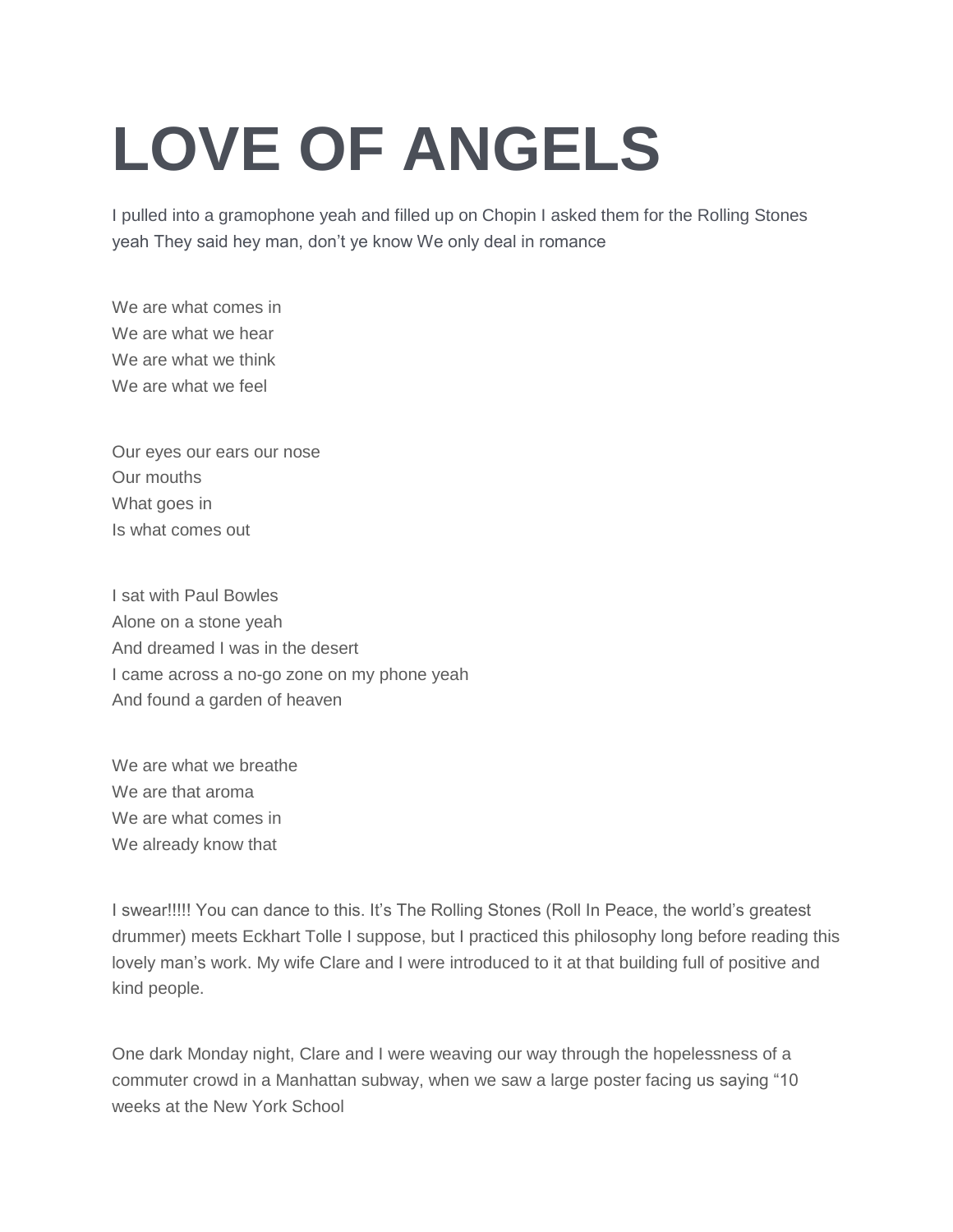# LOVE OF ANGELS

I pulled into a gramophone yeah and filled up on Chopin I asked them for the Rolling Stones yeah They said hey man, don't ye know We only deal in romance

We are what comes in  
We are what we hear  
We are what we think  
We are what we feel

Our eyes our ears our nose  
Our mouths  
What goes in  
Is what comes out

I sat with Paul Bowles  
Alone on a stone yeah  
And dreamed I was in the desert  
I came across a no-go zone on my phone yeah  
And found a garden of heaven

We are what we breathe  
We are that aroma  
We are what comes in  
We already know that

I swear!!!!! You can dance to this. It's The Rolling Stones (Roll In Peace, the world's greatest drummer) meets Eckhart Tolle I suppose, but I practiced this philosophy long before reading this lovely man's work. My wife Clare and I were introduced to it at that building full of positive and kind people.

One dark Monday night, Clare and I were weaving our way through the hopelessness of a commuter crowd in a Manhattan subway, when we saw a large poster facing us saying "10 weeks at the New York School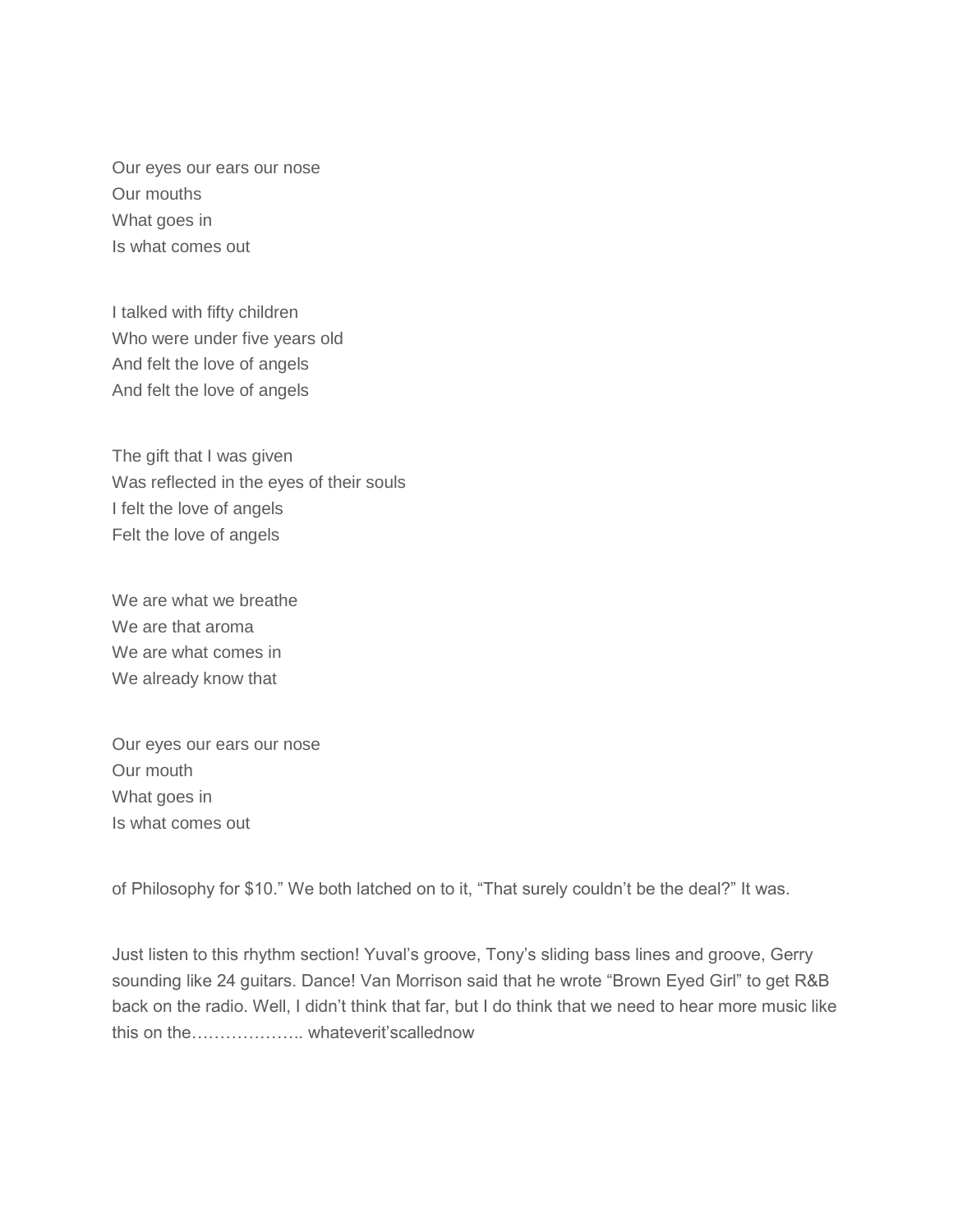Our eyes our ears our nose
Our mouths
What goes in
Is what comes out

I talked with fifty children
Who were under five years old
And felt the love of angels
And felt the love of angels

The gift that I was given
Was reflected in the eyes of their souls
I felt the love of angels
Felt the love of angels

We are what we breathe
We are that aroma
We are what comes in
We already know that

Our eyes our ears our nose
Our mouth
What goes in
Is what comes out

of Philosophy for $10." We both latched on to it, "That surely couldn't be the deal?" It was.

Just listen to this rhythm section! Yuval's groove, Tony's sliding bass lines and groove, Gerry sounding like 24 guitars. Dance! Van Morrison said that he wrote "Brown Eyed Girl" to get R&B back on the radio. Well, I didn't think that far, but I do think that we need to hear more music like this on the……………….. whateverit'scallednow